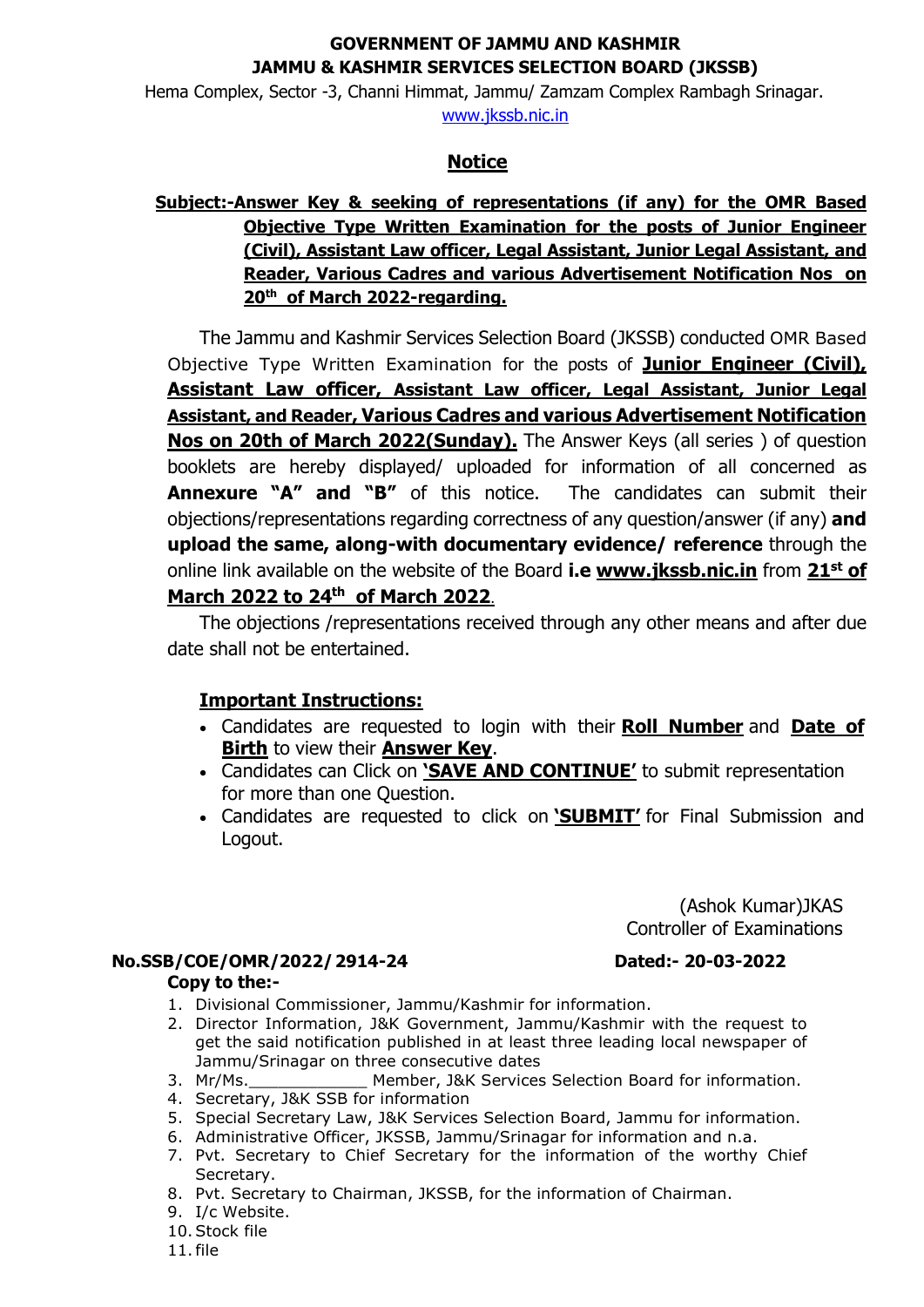**GOVERNMENT OF JAMMU AND KASHMIR**
**JAMMU & KASHMIR SERVICES SELECTION BOARD (JKSSB)**

Hema Complex, Sector -3, Channi Himmat, Jammu/ Zamzam Complex Rambagh Srinagar.
www.jkssb.nic.in

## Notice

**Subject:-Answer Key & seeking of representations (if any) for the OMR Based Objective Type Written Examination for the posts of Junior Engineer (Civil), Assistant Law officer, Legal Assistant, Junior Legal Assistant, and Reader, Various Cadres and various Advertisement Notification Nos on 20th of March 2022-regarding.**

The Jammu and Kashmir Services Selection Board (JKSSB) conducted OMR Based Objective Type Written Examination for the posts of **Junior Engineer (Civil), Assistant Law officer, Assistant Law officer, Legal Assistant, Junior Legal Assistant, and Reader, Various Cadres and various Advertisement Notification Nos on 20th of March 2022(Sunday).** The Answer Keys (all series ) of question booklets are hereby displayed/ uploaded for information of all concerned as **Annexure "A" and "B"** of this notice. The candidates can submit their objections/representations regarding correctness of any question/answer (if any) **and upload the same, along-with documentary evidence/ reference** through the online link available on the website of the Board **i.e www.jkssb.nic.in** from **21st of March 2022 to 24th of March 2022**.

The objections /representations received through any other means and after due date shall not be entertained.

**Important Instructions:**

- Candidates are requested to login with their **Roll Number** and **Date of Birth** to view their **Answer Key**.
- Candidates can Click on **'SAVE AND CONTINUE'** to submit representation for more than one Question.
- Candidates are requested to click on **'SUBMIT'** for Final Submission and Logout.

(Ashok Kumar)JKAS
Controller of Examinations

**No.SSB/COE/OMR/2022/ 2914-24** **Dated:- 20-03-2022**

**Copy to the:-**

1. Divisional Commissioner, Jammu/Kashmir for information.
2. Director Information, J&K Government, Jammu/Kashmir with the request to get the said notification published in at least three leading local newspaper of Jammu/Srinagar on three consecutive dates
3. Mr/Ms.____________ Member, J&K Services Selection Board for information.
4. Secretary, J&K SSB for information
5. Special Secretary Law, J&K Services Selection Board, Jammu for information.
6. Administrative Officer, JKSSB, Jammu/Srinagar for information and n.a.
7. Pvt. Secretary to Chief Secretary for the information of the worthy Chief Secretary.
8. Pvt. Secretary to Chairman, JKSSB, for the information of Chairman.
9. I/c Website.
10. Stock file
11. file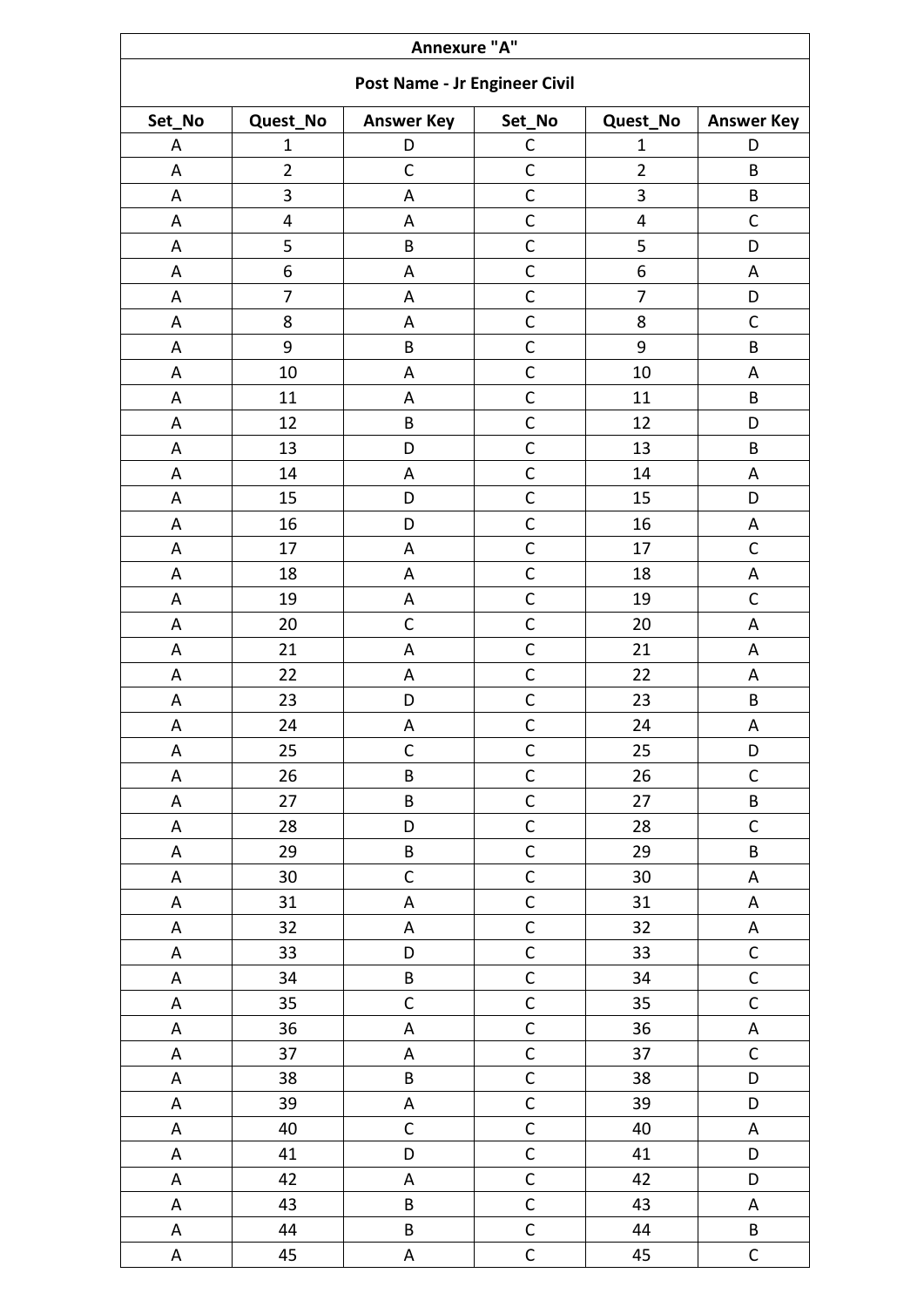| Annexure "A" | | | | | |
|---|---|---|---|---|---|
| **Post Name - Jr Engineer Civil** | | | | | |
| **Set_No** | **Quest_No** | **Answer Key** | **Set_No** | **Quest_No** | **Answer Key** |
| A | 1 | D | C | 1 | D |
| A | 2 | C | C | 2 | B |
| A | 3 | A | C | 3 | B |
| A | 4 | A | C | 4 | C |
| A | 5 | B | C | 5 | D |
| A | 6 | A | C | 6 | A |
| A | 7 | A | C | 7 | D |
| A | 8 | A | C | 8 | C |
| A | 9 | B | C | 9 | B |
| A | 10 | A | C | 10 | A |
| A | 11 | A | C | 11 | B |
| A | 12 | B | C | 12 | D |
| A | 13 | D | C | 13 | B |
| A | 14 | A | C | 14 | A |
| A | 15 | D | C | 15 | D |
| A | 16 | D | C | 16 | A |
| A | 17 | A | C | 17 | C |
| A | 18 | A | C | 18 | A |
| A | 19 | A | C | 19 | C |
| A | 20 | C | C | 20 | A |
| A | 21 | A | C | 21 | A |
| A | 22 | A | C | 22 | A |
| A | 23 | D | C | 23 | B |
| A | 24 | A | C | 24 | A |
| A | 25 | C | C | 25 | D |
| A | 26 | B | C | 26 | C |
| A | 27 | B | C | 27 | B |
| A | 28 | D | C | 28 | C |
| A | 29 | B | C | 29 | B |
| A | 30 | C | C | 30 | A |
| A | 31 | A | C | 31 | A |
| A | 32 | A | C | 32 | A |
| A | 33 | D | C | 33 | C |
| A | 34 | B | C | 34 | C |
| A | 35 | C | C | 35 | C |
| A | 36 | A | C | 36 | A |
| A | 37 | A | C | 37 | C |
| A | 38 | B | C | 38 | D |
| A | 39 | A | C | 39 | D |
| A | 40 | C | C | 40 | A |
| A | 41 | D | C | 41 | D |
| A | 42 | A | C | 42 | D |
| A | 43 | B | C | 43 | A |
| A | 44 | B | C | 44 | B |
| A | 45 | A | C | 45 | C |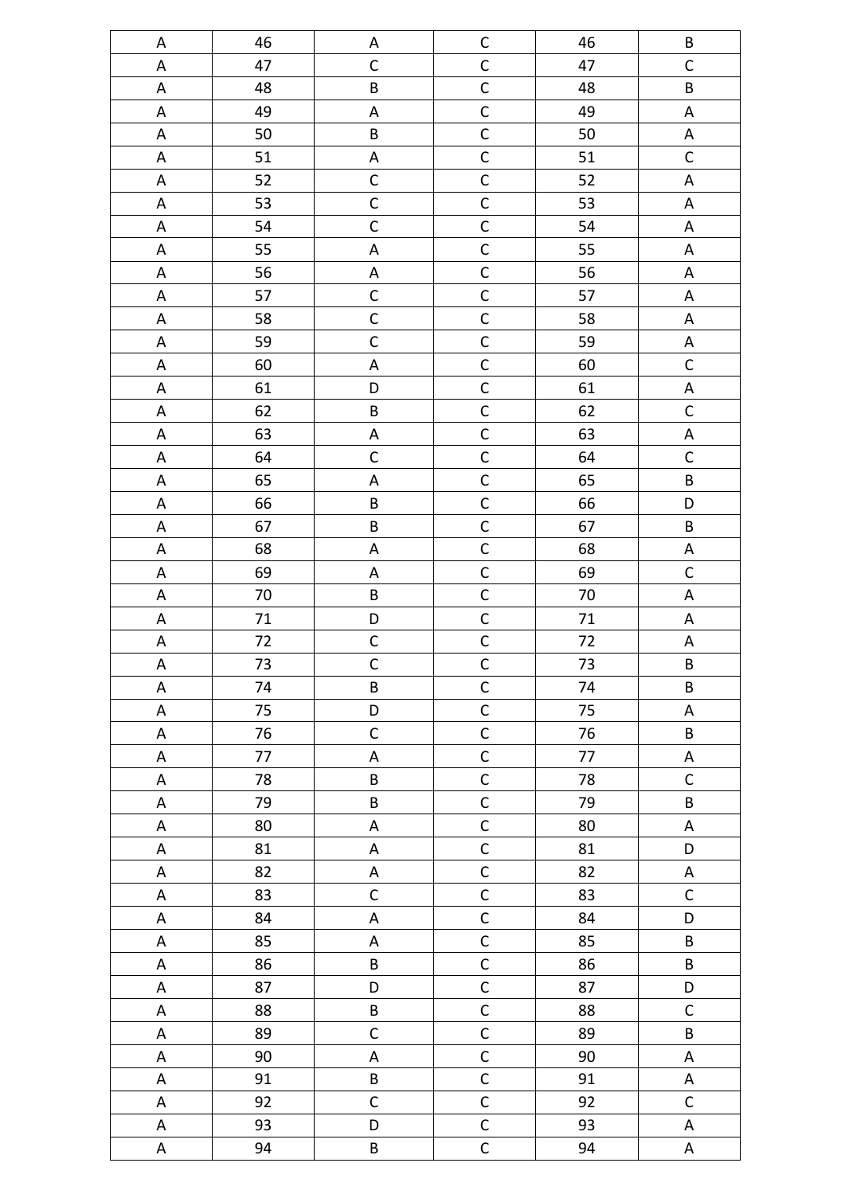| A | 46 | A | C | 46 | B |
|---|---|---|---|---|---|
| A | 47 | C | C | 47 | C |
| A | 48 | B | C | 48 | B |
| A | 49 | A | C | 49 | A |
| A | 50 | B | C | 50 | A |
| A | 51 | A | C | 51 | C |
| A | 52 | C | C | 52 | A |
| A | 53 | C | C | 53 | A |
| A | 54 | C | C | 54 | A |
| A | 55 | A | C | 55 | A |
| A | 56 | A | C | 56 | A |
| A | 57 | C | C | 57 | A |
| A | 58 | C | C | 58 | A |
| A | 59 | C | C | 59 | A |
| A | 60 | A | C | 60 | C |
| A | 61 | D | C | 61 | A |
| A | 62 | B | C | 62 | C |
| A | 63 | A | C | 63 | A |
| A | 64 | C | C | 64 | C |
| A | 65 | A | C | 65 | B |
| A | 66 | B | C | 66 | D |
| A | 67 | B | C | 67 | B |
| A | 68 | A | C | 68 | A |
| A | 69 | A | C | 69 | C |
| A | 70 | B | C | 70 | A |
| A | 71 | D | C | 71 | A |
| A | 72 | C | C | 72 | A |
| A | 73 | C | C | 73 | B |
| A | 74 | B | C | 74 | B |
| A | 75 | D | C | 75 | A |
| A | 76 | C | C | 76 | B |
| A | 77 | A | C | 77 | A |
| A | 78 | B | C | 78 | C |
| A | 79 | B | C | 79 | B |
| A | 80 | A | C | 80 | A |
| A | 81 | A | C | 81 | D |
| A | 82 | A | C | 82 | A |
| A | 83 | C | C | 83 | C |
| A | 84 | A | C | 84 | D |
| A | 85 | A | C | 85 | B |
| A | 86 | B | C | 86 | B |
| A | 87 | D | C | 87 | D |
| A | 88 | B | C | 88 | C |
| A | 89 | C | C | 89 | B |
| A | 90 | A | C | 90 | A |
| A | 91 | B | C | 91 | A |
| A | 92 | C | C | 92 | C |
| A | 93 | D | C | 93 | A |
| A | 94 | B | C | 94 | A |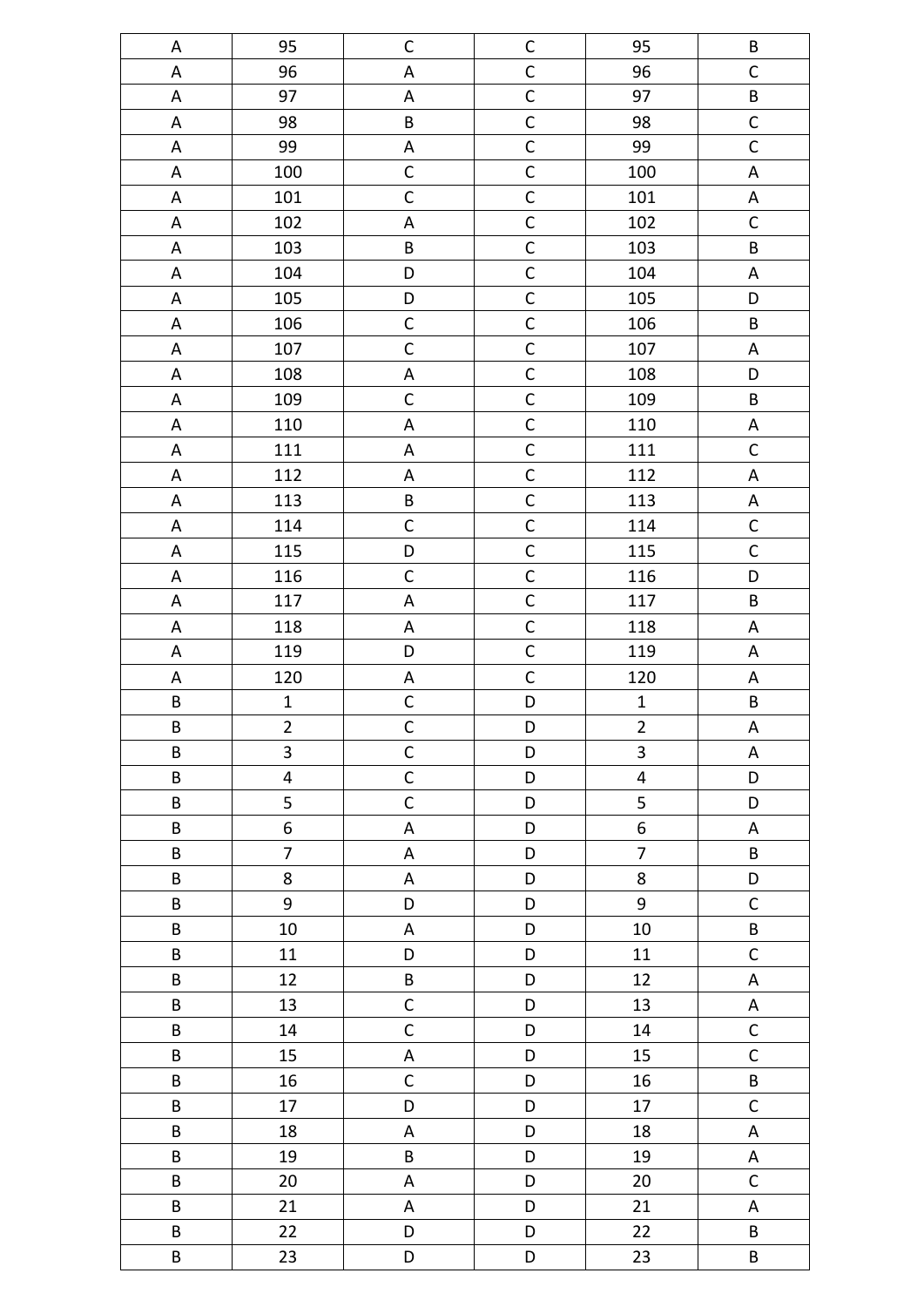| A | 95 | C | C | 95 | B |
|---|---|---|---|---|---|
| A | 96 | A | C | 96 | C |
| A | 97 | A | C | 97 | B |
| A | 98 | B | C | 98 | C |
| A | 99 | A | C | 99 | C |
| A | 100 | C | C | 100 | A |
| A | 101 | C | C | 101 | A |
| A | 102 | A | C | 102 | C |
| A | 103 | B | C | 103 | B |
| A | 104 | D | C | 104 | A |
| A | 105 | D | C | 105 | D |
| A | 106 | C | C | 106 | B |
| A | 107 | C | C | 107 | A |
| A | 108 | A | C | 108 | D |
| A | 109 | C | C | 109 | B |
| A | 110 | A | C | 110 | A |
| A | 111 | A | C | 111 | C |
| A | 112 | A | C | 112 | A |
| A | 113 | B | C | 113 | A |
| A | 114 | C | C | 114 | C |
| A | 115 | D | C | 115 | C |
| A | 116 | C | C | 116 | D |
| A | 117 | A | C | 117 | B |
| A | 118 | A | C | 118 | A |
| A | 119 | D | C | 119 | A |
| A | 120 | A | C | 120 | A |
| B | 1 | C | D | 1 | B |
| B | 2 | C | D | 2 | A |
| B | 3 | C | D | 3 | A |
| B | 4 | C | D | 4 | D |
| B | 5 | C | D | 5 | D |
| B | 6 | A | D | 6 | A |
| B | 7 | A | D | 7 | B |
| B | 8 | A | D | 8 | D |
| B | 9 | D | D | 9 | C |
| B | 10 | A | D | 10 | B |
| B | 11 | D | D | 11 | C |
| B | 12 | B | D | 12 | A |
| B | 13 | C | D | 13 | A |
| B | 14 | C | D | 14 | C |
| B | 15 | A | D | 15 | C |
| B | 16 | C | D | 16 | B |
| B | 17 | D | D | 17 | C |
| B | 18 | A | D | 18 | A |
| B | 19 | B | D | 19 | A |
| B | 20 | A | D | 20 | C |
| B | 21 | A | D | 21 | A |
| B | 22 | D | D | 22 | B |
| B | 23 | D | D | 23 | B |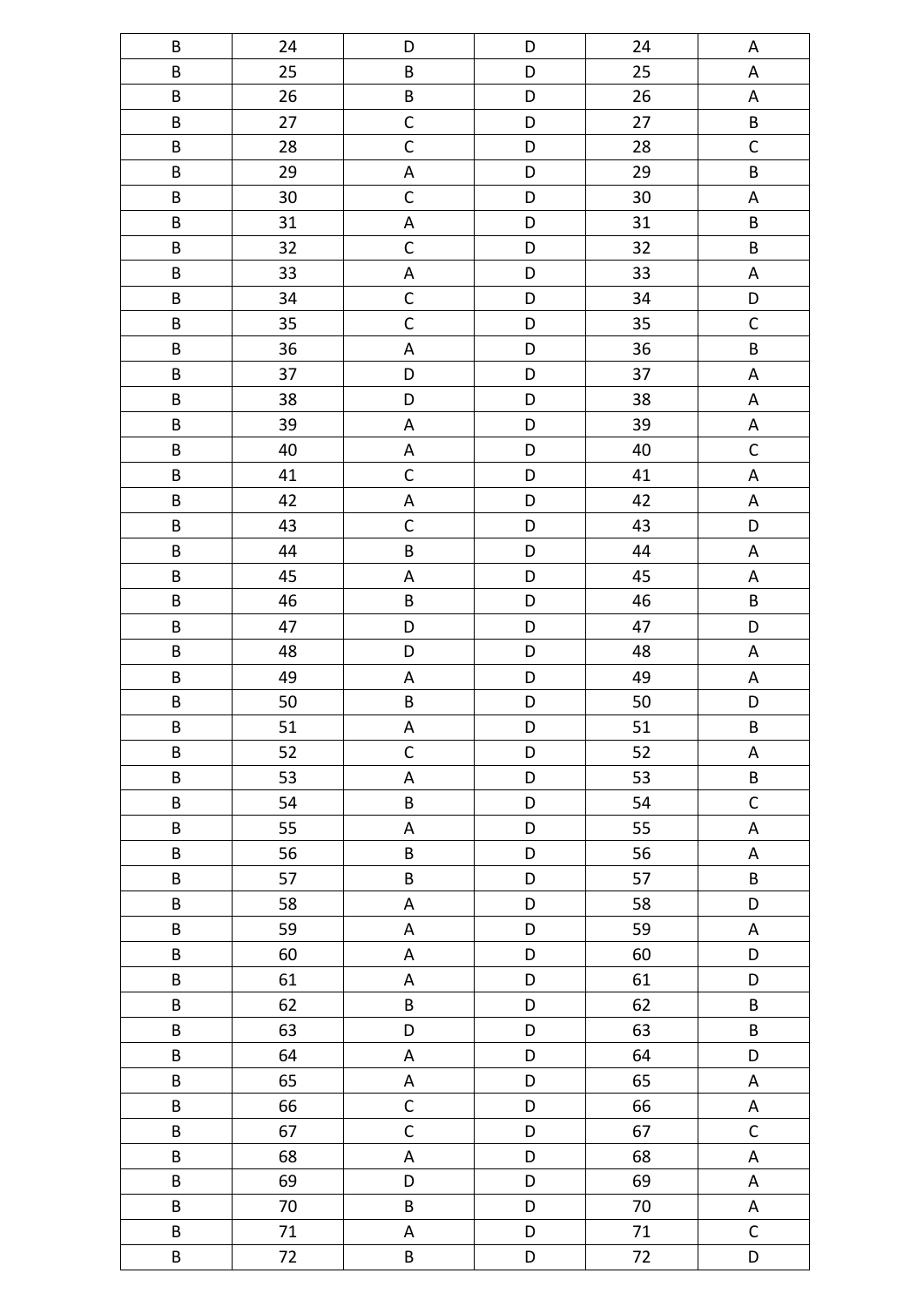| B | 24 | D | D | 24 | A |
|---|---|---|---|---|---|
| B | 25 | B | D | 25 | A |
| B | 26 | B | D | 26 | A |
| B | 27 | C | D | 27 | B |
| B | 28 | C | D | 28 | C |
| B | 29 | A | D | 29 | B |
| B | 30 | C | D | 30 | A |
| B | 31 | A | D | 31 | B |
| B | 32 | C | D | 32 | B |
| B | 33 | A | D | 33 | A |
| B | 34 | C | D | 34 | D |
| B | 35 | C | D | 35 | C |
| B | 36 | A | D | 36 | B |
| B | 37 | D | D | 37 | A |
| B | 38 | D | D | 38 | A |
| B | 39 | A | D | 39 | A |
| B | 40 | A | D | 40 | C |
| B | 41 | C | D | 41 | A |
| B | 42 | A | D | 42 | A |
| B | 43 | C | D | 43 | D |
| B | 44 | B | D | 44 | A |
| B | 45 | A | D | 45 | A |
| B | 46 | B | D | 46 | B |
| B | 47 | D | D | 47 | D |
| B | 48 | D | D | 48 | A |
| B | 49 | A | D | 49 | A |
| B | 50 | B | D | 50 | D |
| B | 51 | A | D | 51 | B |
| B | 52 | C | D | 52 | A |
| B | 53 | A | D | 53 | B |
| B | 54 | B | D | 54 | C |
| B | 55 | A | D | 55 | A |
| B | 56 | B | D | 56 | A |
| B | 57 | B | D | 57 | B |
| B | 58 | A | D | 58 | D |
| B | 59 | A | D | 59 | A |
| B | 60 | A | D | 60 | D |
| B | 61 | A | D | 61 | D |
| B | 62 | B | D | 62 | B |
| B | 63 | D | D | 63 | B |
| B | 64 | A | D | 64 | D |
| B | 65 | A | D | 65 | A |
| B | 66 | C | D | 66 | A |
| B | 67 | C | D | 67 | C |
| B | 68 | A | D | 68 | A |
| B | 69 | D | D | 69 | A |
| B | 70 | B | D | 70 | A |
| B | 71 | A | D | 71 | C |
| B | 72 | B | D | 72 | D |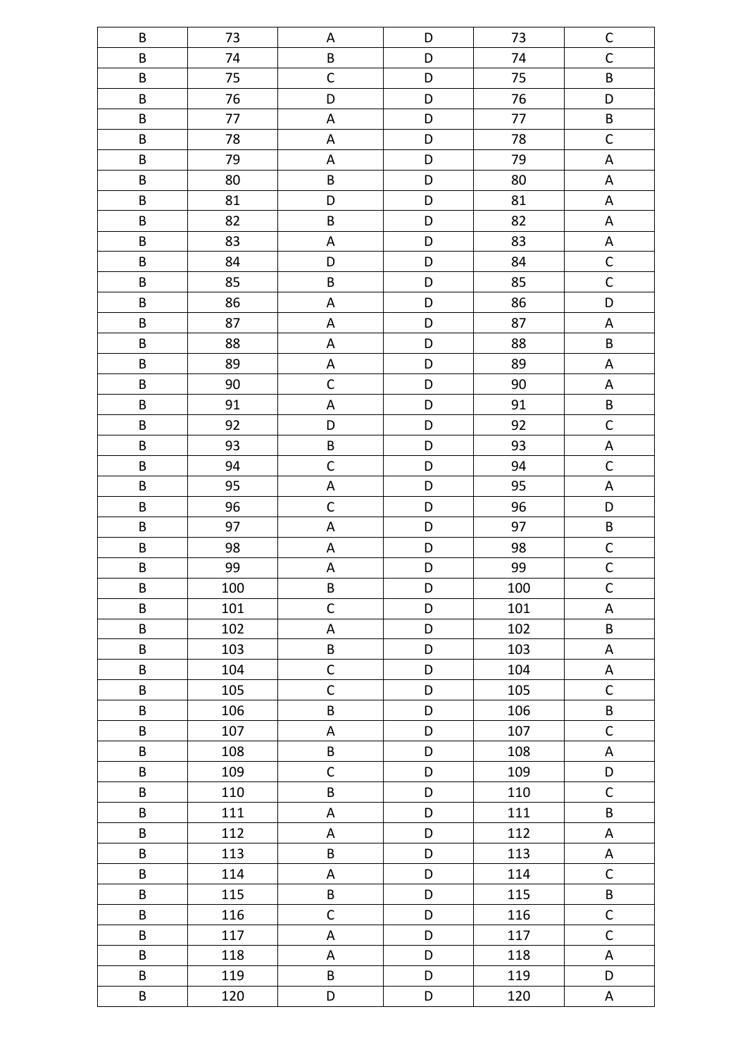| B | 73 | A | D | 73 | C |
|---|---|---|---|---|---|
| B | 74 | B | D | 74 | C |
| B | 75 | C | D | 75 | B |
| B | 76 | D | D | 76 | D |
| B | 77 | A | D | 77 | B |
| B | 78 | A | D | 78 | C |
| B | 79 | A | D | 79 | A |
| B | 80 | B | D | 80 | A |
| B | 81 | D | D | 81 | A |
| B | 82 | B | D | 82 | A |
| B | 83 | A | D | 83 | A |
| B | 84 | D | D | 84 | C |
| B | 85 | B | D | 85 | C |
| B | 86 | A | D | 86 | D |
| B | 87 | A | D | 87 | A |
| B | 88 | A | D | 88 | B |
| B | 89 | A | D | 89 | A |
| B | 90 | C | D | 90 | A |
| B | 91 | A | D | 91 | B |
| B | 92 | D | D | 92 | C |
| B | 93 | B | D | 93 | A |
| B | 94 | C | D | 94 | C |
| B | 95 | A | D | 95 | A |
| B | 96 | C | D | 96 | D |
| B | 97 | A | D | 97 | B |
| B | 98 | A | D | 98 | C |
| B | 99 | A | D | 99 | C |
| B | 100 | B | D | 100 | C |
| B | 101 | C | D | 101 | A |
| B | 102 | A | D | 102 | B |
| B | 103 | B | D | 103 | A |
| B | 104 | C | D | 104 | A |
| B | 105 | C | D | 105 | C |
| B | 106 | B | D | 106 | B |
| B | 107 | A | D | 107 | C |
| B | 108 | B | D | 108 | A |
| B | 109 | C | D | 109 | D |
| B | 110 | B | D | 110 | C |
| B | 111 | A | D | 111 | B |
| B | 112 | A | D | 112 | A |
| B | 113 | B | D | 113 | A |
| B | 114 | A | D | 114 | C |
| B | 115 | B | D | 115 | B |
| B | 116 | C | D | 116 | C |
| B | 117 | A | D | 117 | C |
| B | 118 | A | D | 118 | A |
| B | 119 | B | D | 119 | D |
| B | 120 | D | D | 120 | A |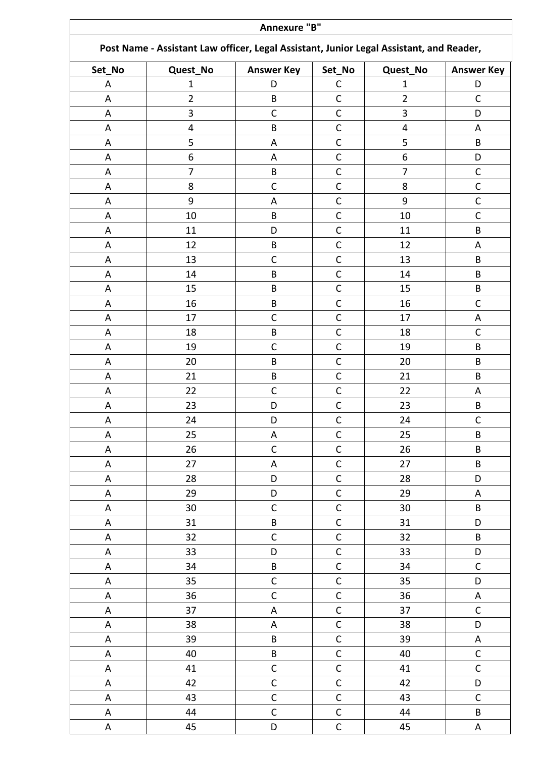| Annexure "B" | | | | | |
|---|---|---|---|---|---|
| Post Name - Assistant Law officer, Legal Assistant, Junior Legal Assistant, and Reader, | | | | | |
| Set_No | Quest_No | Answer Key | Set_No | Quest_No | Answer Key |
| A | 1 | D | C | 1 | D |
| A | 2 | B | C | 2 | C |
| A | 3 | C | C | 3 | D |
| A | 4 | B | C | 4 | A |
| A | 5 | A | C | 5 | B |
| A | 6 | A | C | 6 | D |
| A | 7 | B | C | 7 | C |
| A | 8 | C | C | 8 | C |
| A | 9 | A | C | 9 | C |
| A | 10 | B | C | 10 | C |
| A | 11 | D | C | 11 | B |
| A | 12 | B | C | 12 | A |
| A | 13 | C | C | 13 | B |
| A | 14 | B | C | 14 | B |
| A | 15 | B | C | 15 | B |
| A | 16 | B | C | 16 | C |
| A | 17 | C | C | 17 | A |
| A | 18 | B | C | 18 | C |
| A | 19 | C | C | 19 | B |
| A | 20 | B | C | 20 | B |
| A | 21 | B | C | 21 | B |
| A | 22 | C | C | 22 | A |
| A | 23 | D | C | 23 | B |
| A | 24 | D | C | 24 | C |
| A | 25 | A | C | 25 | B |
| A | 26 | C | C | 26 | B |
| A | 27 | A | C | 27 | B |
| A | 28 | D | C | 28 | D |
| A | 29 | D | C | 29 | A |
| A | 30 | C | C | 30 | B |
| A | 31 | B | C | 31 | D |
| A | 32 | C | C | 32 | B |
| A | 33 | D | C | 33 | D |
| A | 34 | B | C | 34 | C |
| A | 35 | C | C | 35 | D |
| A | 36 | C | C | 36 | A |
| A | 37 | A | C | 37 | C |
| A | 38 | A | C | 38 | D |
| A | 39 | B | C | 39 | A |
| A | 40 | B | C | 40 | C |
| A | 41 | C | C | 41 | C |
| A | 42 | C | C | 42 | D |
| A | 43 | C | C | 43 | C |
| A | 44 | C | C | 44 | B |
| A | 45 | D | C | 45 | A |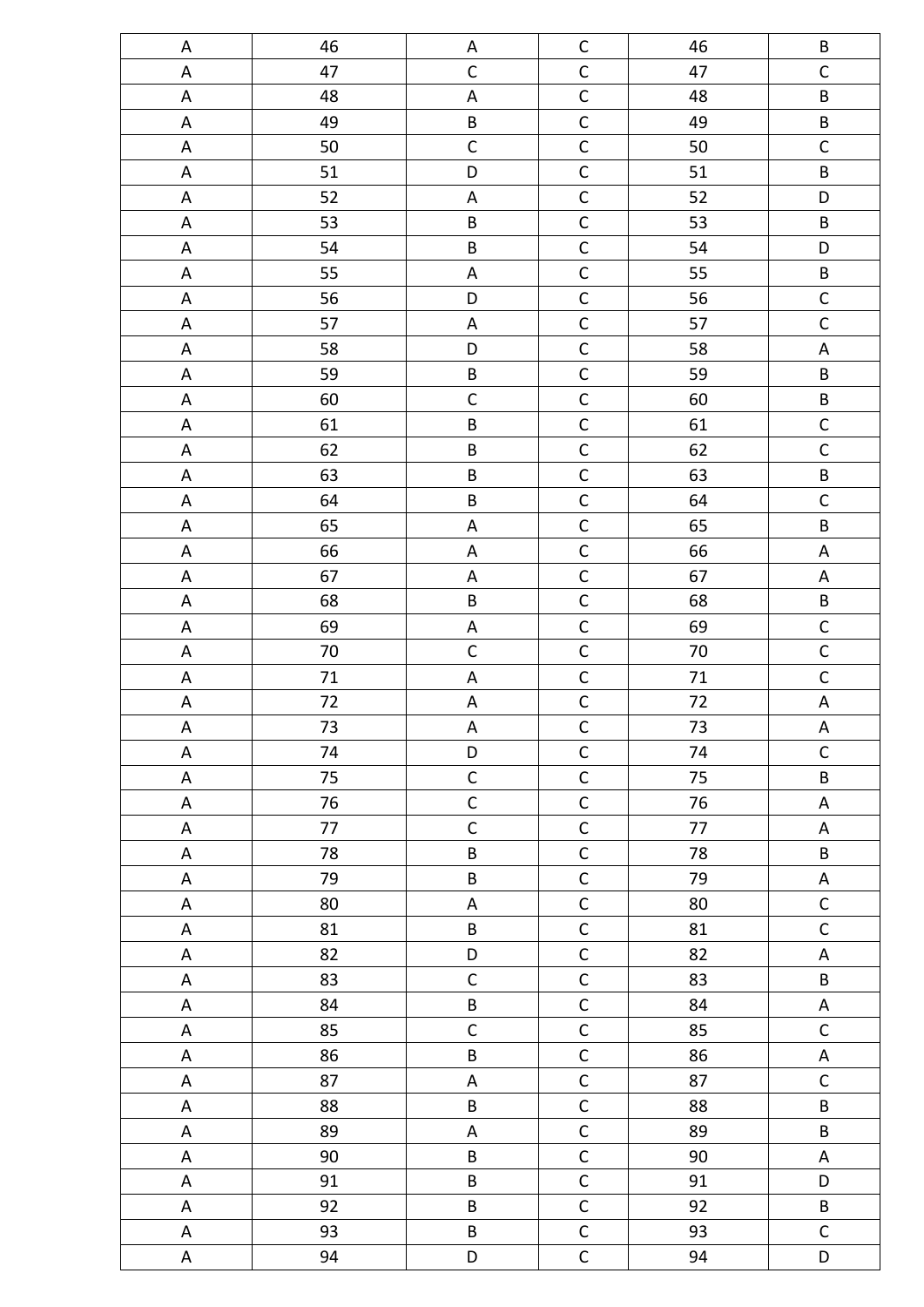| | | | | | |
|---|---|---|---|---|---|
| A | 46 | A | C | 46 | B |
| A | 47 | C | C | 47 | C |
| A | 48 | A | C | 48 | B |
| A | 49 | B | C | 49 | B |
| A | 50 | C | C | 50 | C |
| A | 51 | D | C | 51 | B |
| A | 52 | A | C | 52 | D |
| A | 53 | B | C | 53 | B |
| A | 54 | B | C | 54 | D |
| A | 55 | A | C | 55 | B |
| A | 56 | D | C | 56 | C |
| A | 57 | A | C | 57 | C |
| A | 58 | D | C | 58 | A |
| A | 59 | B | C | 59 | B |
| A | 60 | C | C | 60 | B |
| A | 61 | B | C | 61 | C |
| A | 62 | B | C | 62 | C |
| A | 63 | B | C | 63 | B |
| A | 64 | B | C | 64 | C |
| A | 65 | A | C | 65 | B |
| A | 66 | A | C | 66 | A |
| A | 67 | A | C | 67 | A |
| A | 68 | B | C | 68 | B |
| A | 69 | A | C | 69 | C |
| A | 70 | C | C | 70 | C |
| A | 71 | A | C | 71 | C |
| A | 72 | A | C | 72 | A |
| A | 73 | A | C | 73 | A |
| A | 74 | D | C | 74 | C |
| A | 75 | C | C | 75 | B |
| A | 76 | C | C | 76 | A |
| A | 77 | C | C | 77 | A |
| A | 78 | B | C | 78 | B |
| A | 79 | B | C | 79 | A |
| A | 80 | A | C | 80 | C |
| A | 81 | B | C | 81 | C |
| A | 82 | D | C | 82 | A |
| A | 83 | C | C | 83 | B |
| A | 84 | B | C | 84 | A |
| A | 85 | C | C | 85 | C |
| A | 86 | B | C | 86 | A |
| A | 87 | A | C | 87 | C |
| A | 88 | B | C | 88 | B |
| A | 89 | A | C | 89 | B |
| A | 90 | B | C | 90 | A |
| A | 91 | B | C | 91 | D |
| A | 92 | B | C | 92 | B |
| A | 93 | B | C | 93 | C |
| A | 94 | D | C | 94 | D |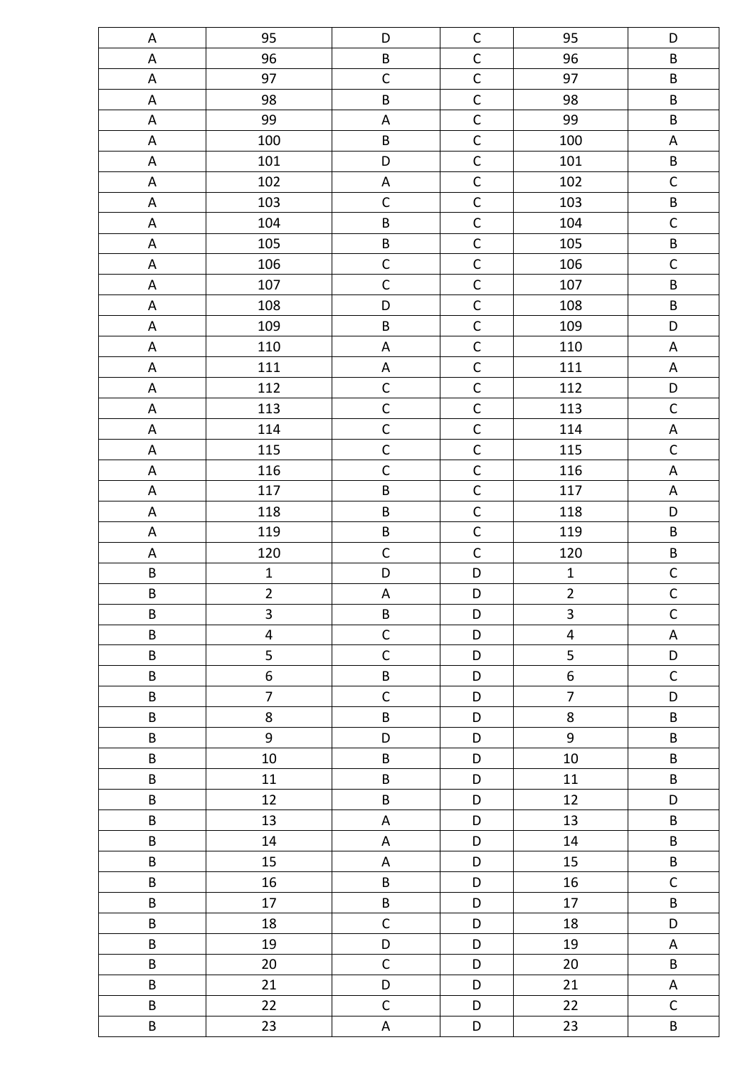| A | 95 | D | C | 95 | D |
|---|---|---|---|---|---|
| A | 96 | B | C | 96 | B |
| A | 97 | C | C | 97 | B |
| A | 98 | B | C | 98 | B |
| A | 99 | A | C | 99 | B |
| A | 100 | B | C | 100 | A |
| A | 101 | D | C | 101 | B |
| A | 102 | A | C | 102 | C |
| A | 103 | C | C | 103 | B |
| A | 104 | B | C | 104 | C |
| A | 105 | B | C | 105 | B |
| A | 106 | C | C | 106 | C |
| A | 107 | C | C | 107 | B |
| A | 108 | D | C | 108 | B |
| A | 109 | B | C | 109 | D |
| A | 110 | A | C | 110 | A |
| A | 111 | A | C | 111 | A |
| A | 112 | C | C | 112 | D |
| A | 113 | C | C | 113 | C |
| A | 114 | C | C | 114 | A |
| A | 115 | C | C | 115 | C |
| A | 116 | C | C | 116 | A |
| A | 117 | B | C | 117 | A |
| A | 118 | B | C | 118 | D |
| A | 119 | B | C | 119 | B |
| A | 120 | C | C | 120 | B |
| B | 1 | D | D | 1 | C |
| B | 2 | A | D | 2 | C |
| B | 3 | B | D | 3 | C |
| B | 4 | C | D | 4 | A |
| B | 5 | C | D | 5 | D |
| B | 6 | B | D | 6 | C |
| B | 7 | C | D | 7 | D |
| B | 8 | B | D | 8 | B |
| B | 9 | D | D | 9 | B |
| B | 10 | B | D | 10 | B |
| B | 11 | B | D | 11 | B |
| B | 12 | B | D | 12 | D |
| B | 13 | A | D | 13 | B |
| B | 14 | A | D | 14 | B |
| B | 15 | A | D | 15 | B |
| B | 16 | B | D | 16 | C |
| B | 17 | B | D | 17 | B |
| B | 18 | C | D | 18 | D |
| B | 19 | D | D | 19 | A |
| B | 20 | C | D | 20 | B |
| B | 21 | D | D | 21 | A |
| B | 22 | C | D | 22 | C |
| B | 23 | A | D | 23 | B |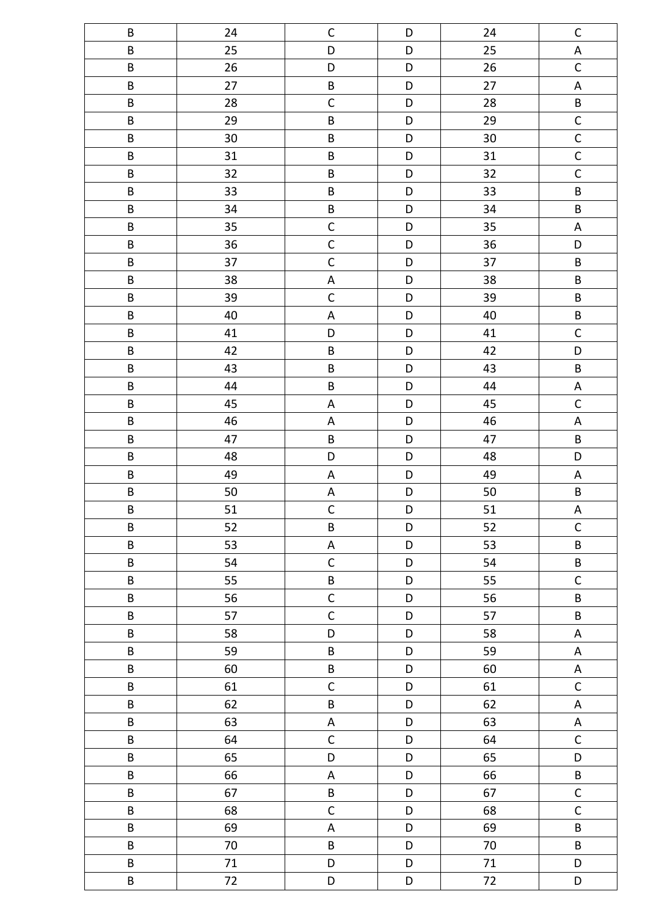| B | 24 | C | D | 24 | C |
|---|---|---|---|---|---|
| B | 25 | D | D | 25 | A |
| B | 26 | D | D | 26 | C |
| B | 27 | B | D | 27 | A |
| B | 28 | C | D | 28 | B |
| B | 29 | B | D | 29 | C |
| B | 30 | B | D | 30 | C |
| B | 31 | B | D | 31 | C |
| B | 32 | B | D | 32 | C |
| B | 33 | B | D | 33 | B |
| B | 34 | B | D | 34 | B |
| B | 35 | C | D | 35 | A |
| B | 36 | C | D | 36 | D |
| B | 37 | C | D | 37 | B |
| B | 38 | A | D | 38 | B |
| B | 39 | C | D | 39 | B |
| B | 40 | A | D | 40 | B |
| B | 41 | D | D | 41 | C |
| B | 42 | B | D | 42 | D |
| B | 43 | B | D | 43 | B |
| B | 44 | B | D | 44 | A |
| B | 45 | A | D | 45 | C |
| B | 46 | A | D | 46 | A |
| B | 47 | B | D | 47 | B |
| B | 48 | D | D | 48 | D |
| B | 49 | A | D | 49 | A |
| B | 50 | A | D | 50 | B |
| B | 51 | C | D | 51 | A |
| B | 52 | B | D | 52 | C |
| B | 53 | A | D | 53 | B |
| B | 54 | C | D | 54 | B |
| B | 55 | B | D | 55 | C |
| B | 56 | C | D | 56 | B |
| B | 57 | C | D | 57 | B |
| B | 58 | D | D | 58 | A |
| B | 59 | B | D | 59 | A |
| B | 60 | B | D | 60 | A |
| B | 61 | C | D | 61 | C |
| B | 62 | B | D | 62 | A |
| B | 63 | A | D | 63 | A |
| B | 64 | C | D | 64 | C |
| B | 65 | D | D | 65 | D |
| B | 66 | A | D | 66 | B |
| B | 67 | B | D | 67 | C |
| B | 68 | C | D | 68 | C |
| B | 69 | A | D | 69 | B |
| B | 70 | B | D | 70 | B |
| B | 71 | D | D | 71 | D |
| B | 72 | D | D | 72 | D |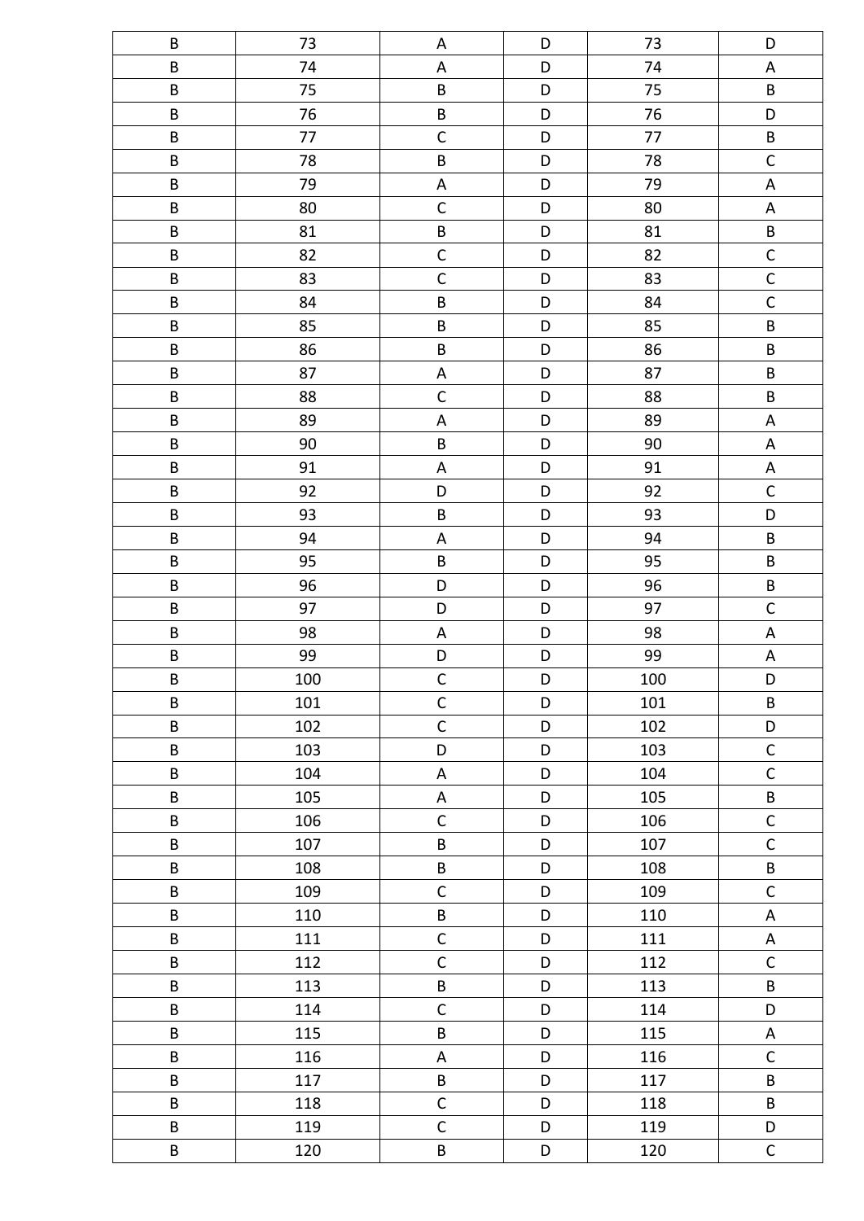| | | | | | |
|---|---|---|---|---|---|
| B | 73 | A | D | 73 | D |
| B | 74 | A | D | 74 | A |
| B | 75 | B | D | 75 | B |
| B | 76 | B | D | 76 | D |
| B | 77 | C | D | 77 | B |
| B | 78 | B | D | 78 | C |
| B | 79 | A | D | 79 | A |
| B | 80 | C | D | 80 | A |
| B | 81 | B | D | 81 | B |
| B | 82 | C | D | 82 | C |
| B | 83 | C | D | 83 | C |
| B | 84 | B | D | 84 | C |
| B | 85 | B | D | 85 | B |
| B | 86 | B | D | 86 | B |
| B | 87 | A | D | 87 | B |
| B | 88 | C | D | 88 | B |
| B | 89 | A | D | 89 | A |
| B | 90 | B | D | 90 | A |
| B | 91 | A | D | 91 | A |
| B | 92 | D | D | 92 | C |
| B | 93 | B | D | 93 | D |
| B | 94 | A | D | 94 | B |
| B | 95 | B | D | 95 | B |
| B | 96 | D | D | 96 | B |
| B | 97 | D | D | 97 | C |
| B | 98 | A | D | 98 | A |
| B | 99 | D | D | 99 | A |
| B | 100 | C | D | 100 | D |
| B | 101 | C | D | 101 | B |
| B | 102 | C | D | 102 | D |
| B | 103 | D | D | 103 | C |
| B | 104 | A | D | 104 | C |
| B | 105 | A | D | 105 | B |
| B | 106 | C | D | 106 | C |
| B | 107 | B | D | 107 | C |
| B | 108 | B | D | 108 | B |
| B | 109 | C | D | 109 | C |
| B | 110 | B | D | 110 | A |
| B | 111 | C | D | 111 | A |
| B | 112 | C | D | 112 | C |
| B | 113 | B | D | 113 | B |
| B | 114 | C | D | 114 | D |
| B | 115 | B | D | 115 | A |
| B | 116 | A | D | 116 | C |
| B | 117 | B | D | 117 | B |
| B | 118 | C | D | 118 | B |
| B | 119 | C | D | 119 | D |
| B | 120 | B | D | 120 | C |